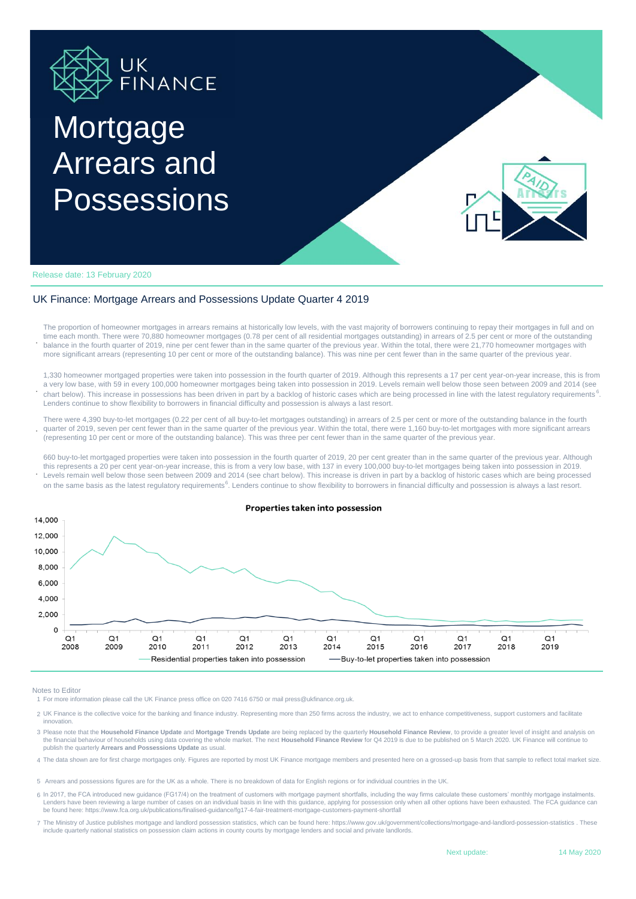UK FINANCE

# Mortgage Arrears and Possessions

Release date: 13 February 2020

## UK Finance: Mortgage Arrears and Possessions Update Quarter 4 2019

- The proportion of homeowner mortgages in arrears remains at historically low levels, with the vast majority of borrowers continuing to repay their mortgages in full and on time each month. There were 70,880 homeowner mortgages (0.78 per cent of all residential mortgages outstanding) in arrears of 2.5 per cent or more of the outstanding balance in the fourth quarter of 2019, nine per cent fewer than in the same quarter of the previous year. Within the total, there were 21,770 homeowner mortgages with more significant arrears (representing 10 per cent or more of the outstanding balance). This was nine per cent fewer than in the same quarter of the previous year.
- 1,330 homeowner mortgaged properties were taken into possession in the fourth quarter of 2019. Although this represents a 17 per cent year-on-year increase, this is from a very low base, with 59 in every 100,000 homeowner mortgages being taken into possession in 2019. Levels remain well below those seen between 2009 and 2014 (see chart below). This increase in possessions has been driven in part by a backlog of historic cases which are being processed in line with the latest regulatory requirements[6]. Lenders continue to show flexibility to borrowers in financial difficulty and possession is always a last resort.
- There were 4,390 buy-to-let mortgages (0.22 per cent of all buy-to-let mortgages outstanding) in arrears of 2.5 per cent or more of the outstanding balance in the fourth quarter of 2019, seven per cent fewer than in the same quarter of the previous year. Within the total, there were 1,160 buy-to-let mortgages with more significant arrears (representing 10 per cent or more of the outstanding balance). This was three per cent fewer than in the same quarter of the previous year.
- 660 buy-to-let mortgaged properties were taken into possession in the fourth quarter of 2019, 20 per cent greater than in the same quarter of the previous year. Although this represents a 20 per cent year-on-year increase, this is from a very low base, with 137 in every 100,000 buy-to-let mortgages being taken into possession in 2019. Levels remain well below those seen between 2009 and 2014 (see chart below). This increase is driven in part by a backlog of historic cases which are being processed on the same basis as the latest regulatory requirements[6]. Lenders continue to show flexibility to borrowers in financial difficulty and possession is always a last resort.

**Properties taken into possession**

(Chart: Residential properties taken into possession; Buy-to-let properties taken into possession; Q1 2008 – Q1 2019; y-axis 0 – 14,000)

Notes to Editor

1. For more information please call the UK Finance press office on 020 7416 6750 or mail press@ukfinance.org.uk.
2. UK Finance is the collective voice for the banking and finance industry. Representing more than 250 firms across the industry, we act to enhance competitiveness, support customers and facilitate innovation.
3. Please note that the **Household Finance Update** and **Mortgage Trends Update** are being replaced by the quarterly **Household Finance Review**, to provide a greater level of insight and analysis on the financial behaviour of households using data covering the whole market. The next **Household Finance Review** for Q4 2019 is due to be published on 5 March 2020. UK Finance will continue to publish the quarterly **Arrears and Possessions Update** as usual.
4. The data shown are for first charge mortgages only. Figures are reported by most UK Finance mortgage members and presented here on a grossed-up basis from that sample to reflect total market size.
5. Arrears and possessions figures are for the UK as a whole. There is no breakdown of data for English regions or for individual countries in the UK.
6. In 2017, the FCA introduced new guidance (FG17/4) on the treatment of customers with mortgage payment shortfalls, including the way firms calculate these customers' monthly mortgage instalments. Lenders have been reviewing a large number of cases on an individual basis in line with this guidance, applying for possession only when all other options have been exhausted. The FCA guidance can be found here: https://www.fca.org.uk/publications/finalised-guidance/fg17-4-fair-treatment-mortgage-customers-payment-shortfall
7. The Ministry of Justice publishes mortgage and landlord possession statistics, which can be found here: https://www.gov.uk/government/collections/mortgage-and-landlord-possession-statistics . These include quarterly national statistics on possession claim actions in county courts by mortgage lenders and social and private landlords.

Next update: 14 May 2020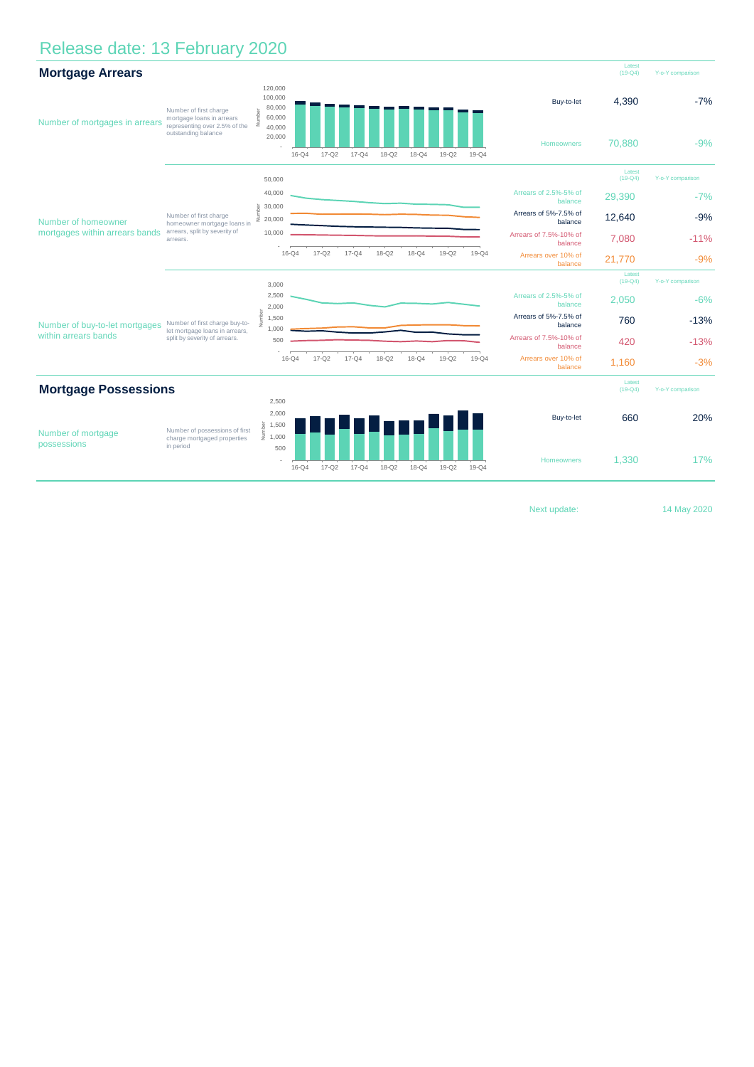# Release date: 13 February 2020

## Mortgage Arrears

| | | | Latest (19-Q4) | Y-o-Y comparison |
|---|---|---|---|---|
| Number of mortgages in arrears | Number of first charge mortgage loans in arrears representing over 2.5% of the outstanding balance | Buy-to-let | 4,390 | -7% |
| | | Homeowners | 70,880 | -9% |

| | | | Latest (19-Q4) | Y-o-Y comparison |
|---|---|---|---|---|
| Number of homeowner mortgages within arrears bands | Number of first charge homeowner mortgage loans in arrears, split by severity of arrears. | Arrears of 2.5%-5% of balance | 29,390 | -7% |
| | | Arrears of 5%-7.5% of balance | 12,640 | -9% |
| | | Arrears of 7.5%-10% of balance | 7,080 | -11% |
| | | Arrears over 10% of balance | 21,770 | -9% |

| | | | Latest (19-Q4) | Y-o-Y comparison |
|---|---|---|---|---|
| Number of buy-to-let mortgages within arrears bands | Number of first charge buy-to-let mortgage loans in arrears, split by severity of arrears. | Arrears of 2.5%-5% of balance | 2,050 | -6% |
| | | Arrears of 5%-7.5% of balance | 760 | -13% |
| | | Arrears of 7.5%-10% of balance | 420 | -13% |
| | | Arrears over 10% of balance | 1,160 | -3% |

## Mortgage Possessions

| | | | Latest (19-Q4) | Y-o-Y comparison |
|---|---|---|---|---|
| Number of mortgage possessions | Number of possessions of first charge mortgaged properties in period | Buy-to-let | 660 | 20% |
| | | Homeowners | 1,330 | 17% |

Next update: 14 May 2020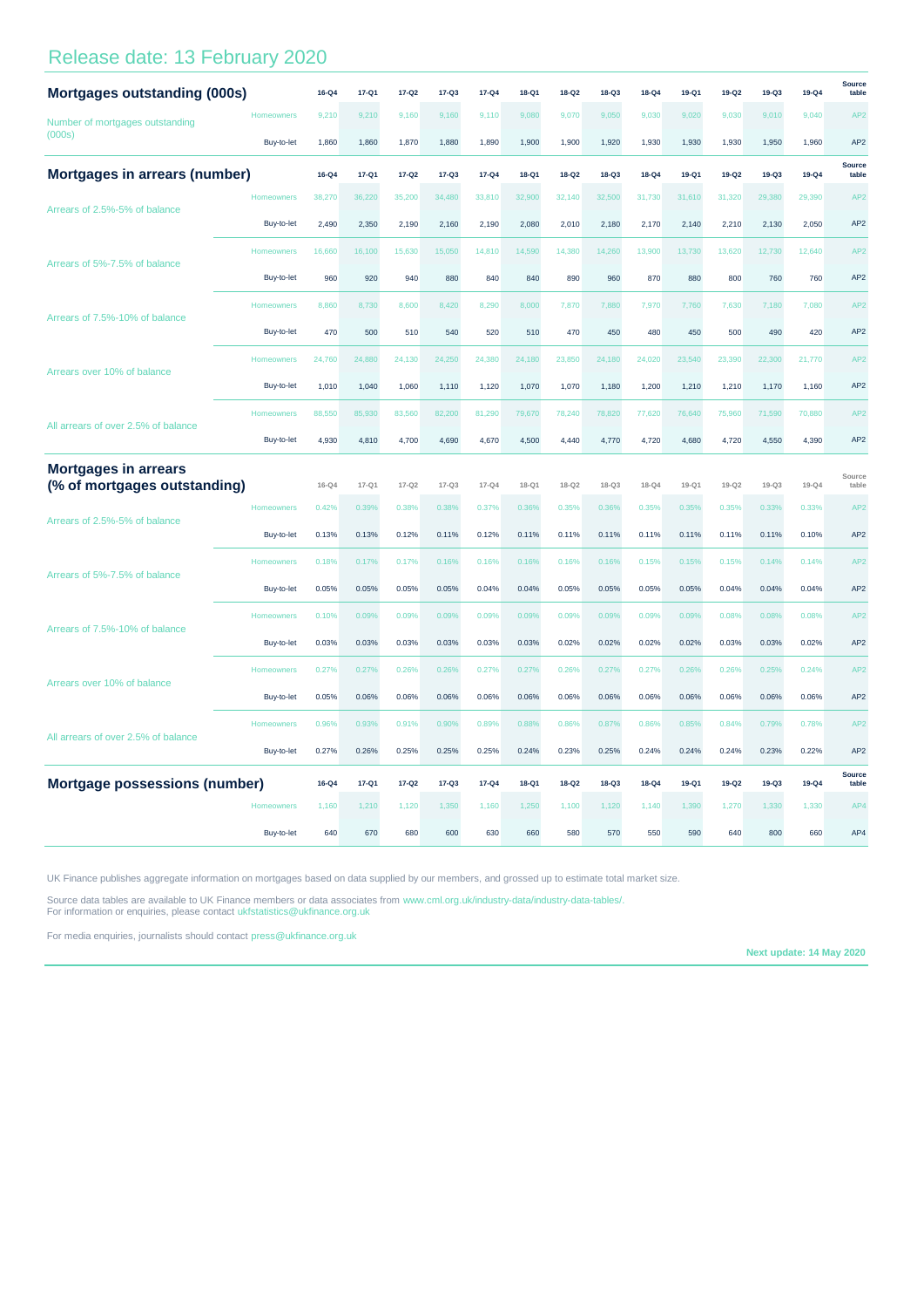Release date: 13 February 2020

## Mortgages outstanding (000s)

| | | 16-Q4 | 17-Q1 | 17-Q2 | 17-Q3 | 17-Q4 | 18-Q1 | 18-Q2 | 18-Q3 | 18-Q4 | 19-Q1 | 19-Q2 | 19-Q3 | 19-Q4 | Source table |
|---|---|---|---|---|---|---|---|---|---|---|---|---|---|---|---|
| Number of mortgages outstanding (000s) | Homeowners | 9,210 | 9,210 | 9,160 | 9,160 | 9,110 | 9,080 | 9,070 | 9,050 | 9,030 | 9,020 | 9,030 | 9,010 | 9,040 | AP2 |
| | Buy-to-let | 1,860 | 1,860 | 1,870 | 1,880 | 1,890 | 1,900 | 1,900 | 1,920 | 1,930 | 1,930 | 1,930 | 1,950 | 1,960 | AP2 |

## Mortgages in arrears (number)

| | | 16-Q4 | 17-Q1 | 17-Q2 | 17-Q3 | 17-Q4 | 18-Q1 | 18-Q2 | 18-Q3 | 18-Q4 | 19-Q1 | 19-Q2 | 19-Q3 | 19-Q4 | Source table |
|---|---|---|---|---|---|---|---|---|---|---|---|---|---|---|---|
| Arrears of 2.5%-5% of balance | Homeowners | 38,270 | 36,220 | 35,200 | 34,480 | 33,810 | 32,900 | 32,140 | 32,500 | 31,730 | 31,610 | 31,320 | 29,380 | 29,390 | AP2 |
| | Buy-to-let | 2,490 | 2,350 | 2,190 | 2,160 | 2,190 | 2,080 | 2,010 | 2,180 | 2,170 | 2,140 | 2,210 | 2,130 | 2,050 | AP2 |
| Arrears of 5%-7.5% of balance | Homeowners | 16,660 | 16,100 | 15,630 | 15,050 | 14,810 | 14,590 | 14,380 | 14,260 | 13,900 | 13,730 | 13,620 | 12,730 | 12,640 | AP2 |
| | Buy-to-let | 960 | 920 | 940 | 880 | 840 | 840 | 890 | 960 | 870 | 880 | 800 | 760 | 760 | AP2 |
| Arrears of 7.5%-10% of balance | Homeowners | 8,860 | 8,730 | 8,600 | 8,420 | 8,290 | 8,000 | 7,870 | 7,880 | 7,970 | 7,760 | 7,630 | 7,180 | 7,080 | AP2 |
| | Buy-to-let | 470 | 500 | 510 | 540 | 520 | 510 | 470 | 450 | 480 | 450 | 500 | 490 | 420 | AP2 |
| Arrears over 10% of balance | Homeowners | 24,760 | 24,880 | 24,130 | 24,250 | 24,380 | 24,180 | 23,850 | 24,180 | 24,020 | 23,540 | 23,390 | 22,300 | 21,770 | AP2 |
| | Buy-to-let | 1,010 | 1,040 | 1,060 | 1,110 | 1,120 | 1,070 | 1,070 | 1,180 | 1,200 | 1,210 | 1,210 | 1,170 | 1,160 | AP2 |
| All arrears of over 2.5% of balance | Homeowners | 88,550 | 85,930 | 83,560 | 82,200 | 81,290 | 79,670 | 78,240 | 78,820 | 77,620 | 76,640 | 75,960 | 71,590 | 70,880 | AP2 |
| | Buy-to-let | 4,930 | 4,810 | 4,700 | 4,690 | 4,670 | 4,500 | 4,440 | 4,770 | 4,720 | 4,680 | 4,720 | 4,550 | 4,390 | AP2 |

## Mortgages in arrears (% of mortgages outstanding)

| | | 16-Q4 | 17-Q1 | 17-Q2 | 17-Q3 | 17-Q4 | 18-Q1 | 18-Q2 | 18-Q3 | 18-Q4 | 19-Q1 | 19-Q2 | 19-Q3 | 19-Q4 | Source table |
|---|---|---|---|---|---|---|---|---|---|---|---|---|---|---|---|
| Arrears of 2.5%-5% of balance | Homeowners | 0.42% | 0.39% | 0.38% | 0.38% | 0.37% | 0.36% | 0.35% | 0.36% | 0.35% | 0.35% | 0.35% | 0.33% | 0.33% | AP2 |
| | Buy-to-let | 0.13% | 0.13% | 0.12% | 0.11% | 0.12% | 0.11% | 0.11% | 0.11% | 0.11% | 0.11% | 0.11% | 0.11% | 0.10% | AP2 |
| Arrears of 5%-7.5% of balance | Homeowners | 0.18% | 0.17% | 0.17% | 0.16% | 0.16% | 0.16% | 0.16% | 0.16% | 0.15% | 0.15% | 0.15% | 0.14% | 0.14% | AP2 |
| | Buy-to-let | 0.05% | 0.05% | 0.05% | 0.05% | 0.04% | 0.04% | 0.05% | 0.05% | 0.05% | 0.05% | 0.04% | 0.04% | 0.04% | AP2 |
| Arrears of 7.5%-10% of balance | Homeowners | 0.10% | 0.09% | 0.09% | 0.09% | 0.09% | 0.09% | 0.09% | 0.09% | 0.09% | 0.09% | 0.08% | 0.08% | 0.08% | AP2 |
| | Buy-to-let | 0.03% | 0.03% | 0.03% | 0.03% | 0.03% | 0.03% | 0.02% | 0.02% | 0.02% | 0.02% | 0.03% | 0.03% | 0.02% | AP2 |
| Arrears over 10% of balance | Homeowners | 0.27% | 0.27% | 0.26% | 0.26% | 0.27% | 0.27% | 0.26% | 0.27% | 0.27% | 0.26% | 0.26% | 0.25% | 0.24% | AP2 |
| | Buy-to-let | 0.05% | 0.06% | 0.06% | 0.06% | 0.06% | 0.06% | 0.06% | 0.06% | 0.06% | 0.06% | 0.06% | 0.06% | 0.06% | AP2 |
| All arrears of over 2.5% of balance | Homeowners | 0.96% | 0.93% | 0.91% | 0.90% | 0.89% | 0.88% | 0.86% | 0.87% | 0.86% | 0.85% | 0.84% | 0.79% | 0.78% | AP2 |
| | Buy-to-let | 0.27% | 0.26% | 0.25% | 0.25% | 0.25% | 0.24% | 0.23% | 0.25% | 0.24% | 0.24% | 0.24% | 0.23% | 0.22% | AP2 |

## Mortgage possessions (number)

| | | 16-Q4 | 17-Q1 | 17-Q2 | 17-Q3 | 17-Q4 | 18-Q1 | 18-Q2 | 18-Q3 | 18-Q4 | 19-Q1 | 19-Q2 | 19-Q3 | 19-Q4 | Source table |
|---|---|---|---|---|---|---|---|---|---|---|---|---|---|---|---|
| | Homeowners | 1,160 | 1,210 | 1,120 | 1,350 | 1,160 | 1,250 | 1,100 | 1,120 | 1,140 | 1,390 | 1,270 | 1,330 | 1,330 | AP4 |
| | Buy-to-let | 640 | 670 | 680 | 600 | 630 | 660 | 580 | 570 | 550 | 590 | 640 | 800 | 660 | AP4 |

UK Finance publishes aggregate information on mortgages based on data supplied by our members, and grossed up to estimate total market size.

Source data tables are available to UK Finance members or data associates from www.cml.org.uk/industry-data/industry-data-tables/.
For information or enquiries, please contact ukfstatistics@ukfinance.org.uk

For media enquiries, journalists should contact press@ukfinance.org.uk

**Next update: 14 May 2020**